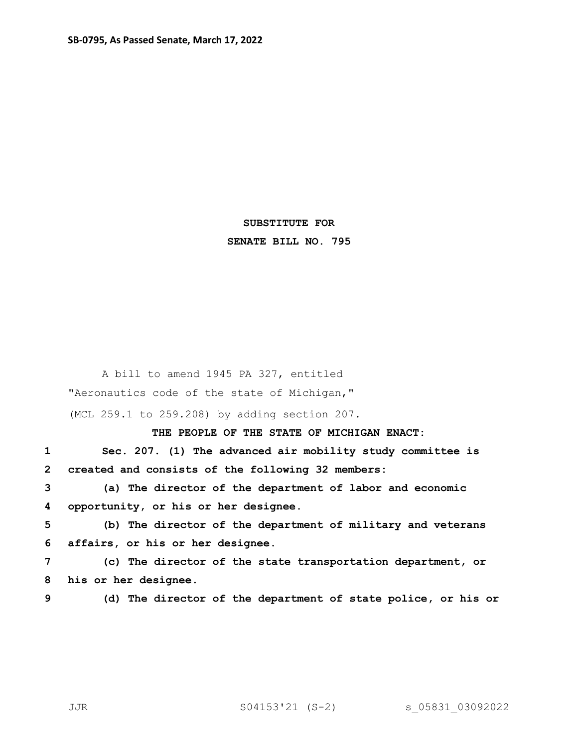**SB-0795, As Passed Senate, March 17, 2022**

**SUBSTITUTE FOR**
**SENATE BILL NO. 795**

A bill to amend 1945 PA 327, entitled

"Aeronautics code of the state of Michigan,"

(MCL 259.1 to 259.208) by adding section 207.

**THE PEOPLE OF THE STATE OF MICHIGAN ENACT:**

1 **Sec. 207. (1) The advanced air mobility study committee is**
2 **created and consists of the following 32 members:**
3 **(a) The director of the department of labor and economic**
4 **opportunity, or his or her designee.**
5 **(b) The director of the department of military and veterans**
6 **affairs, or his or her designee.**
7 **(c) The director of the state transportation department, or**
8 **his or her designee.**
9 **(d) The director of the department of state police, or his or**

JJR S04153'21 (S-2) s_05831_03092022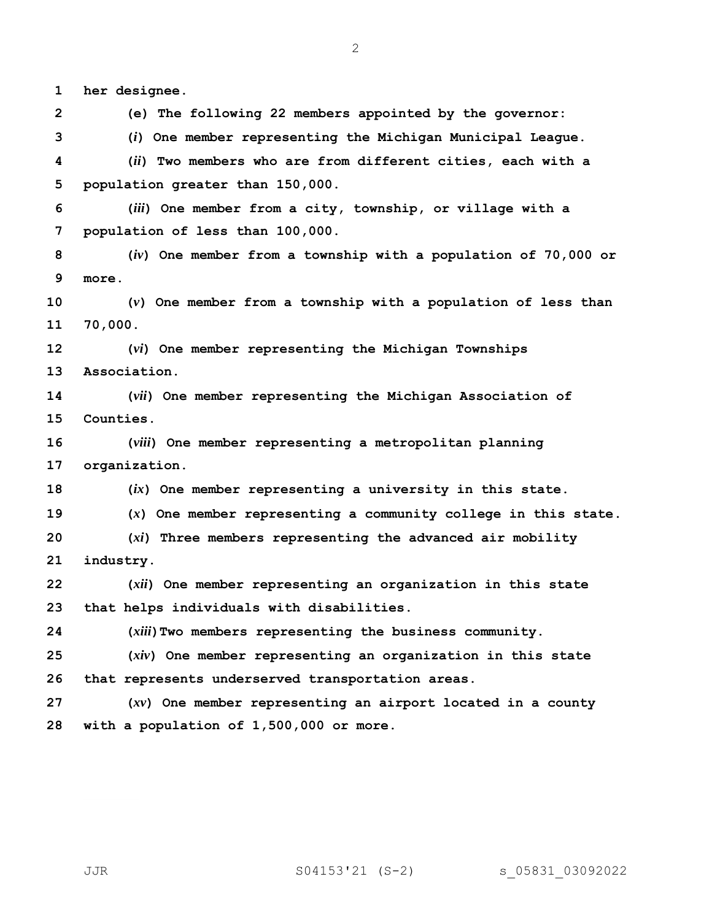**her designee.**

**(e) The following 22 members appointed by the governor:**

**(*i*) One member representing the Michigan Municipal League.**

**(*ii*) Two members who are from different cities, each with a population greater than 150,000.**

**(*iii*) One member from a city, township, or village with a population of less than 100,000.**

**(*iv*) One member from a township with a population of 70,000 or more.**

**(*v*) One member from a township with a population of less than 70,000.**

**(*vi*) One member representing the Michigan Townships Association.**

**(*vii*) One member representing the Michigan Association of Counties.**

**(*viii*) One member representing a metropolitan planning organization.**

**(*ix*) One member representing a university in this state.**

**(*x*) One member representing a community college in this state.**

**(*xi*) Three members representing the advanced air mobility industry.**

**(*xii*) One member representing an organization in this state that helps individuals with disabilities.**

**(*xiii*) Two members representing the business community.**

**(*xiv*) One member representing an organization in this state that represents underserved transportation areas.**

**(*xv*) One member representing an airport located in a county with a population of 1,500,000 or more.**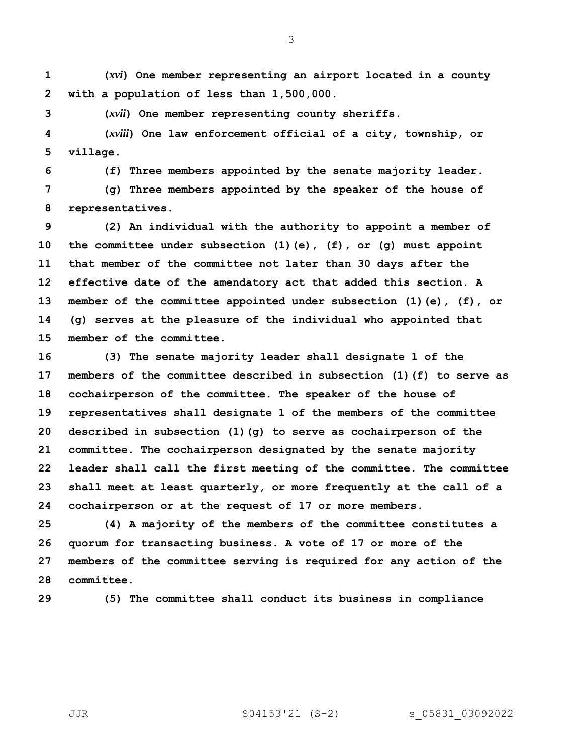**(*xvi*) One member representing an airport located in a county with a population of less than 1,500,000.**

**(*xvii*) One member representing county sheriffs.**

**(*xviii*) One law enforcement official of a city, township, or village.**

**(f) Three members appointed by the senate majority leader.**

**(g) Three members appointed by the speaker of the house of representatives.**

**(2) An individual with the authority to appoint a member of the committee under subsection (1)(e), (f), or (g) must appoint that member of the committee not later than 30 days after the effective date of the amendatory act that added this section. A member of the committee appointed under subsection (1)(e), (f), or (g) serves at the pleasure of the individual who appointed that member of the committee.**

**(3) The senate majority leader shall designate 1 of the members of the committee described in subsection (1)(f) to serve as cochairperson of the committee. The speaker of the house of representatives shall designate 1 of the members of the committee described in subsection (1)(g) to serve as cochairperson of the committee. The cochairperson designated by the senate majority leader shall call the first meeting of the committee. The committee shall meet at least quarterly, or more frequently at the call of a cochairperson or at the request of 17 or more members.**

**(4) A majority of the members of the committee constitutes a quorum for transacting business. A vote of 17 or more of the members of the committee serving is required for any action of the committee.**

**(5) The committee shall conduct its business in compliance**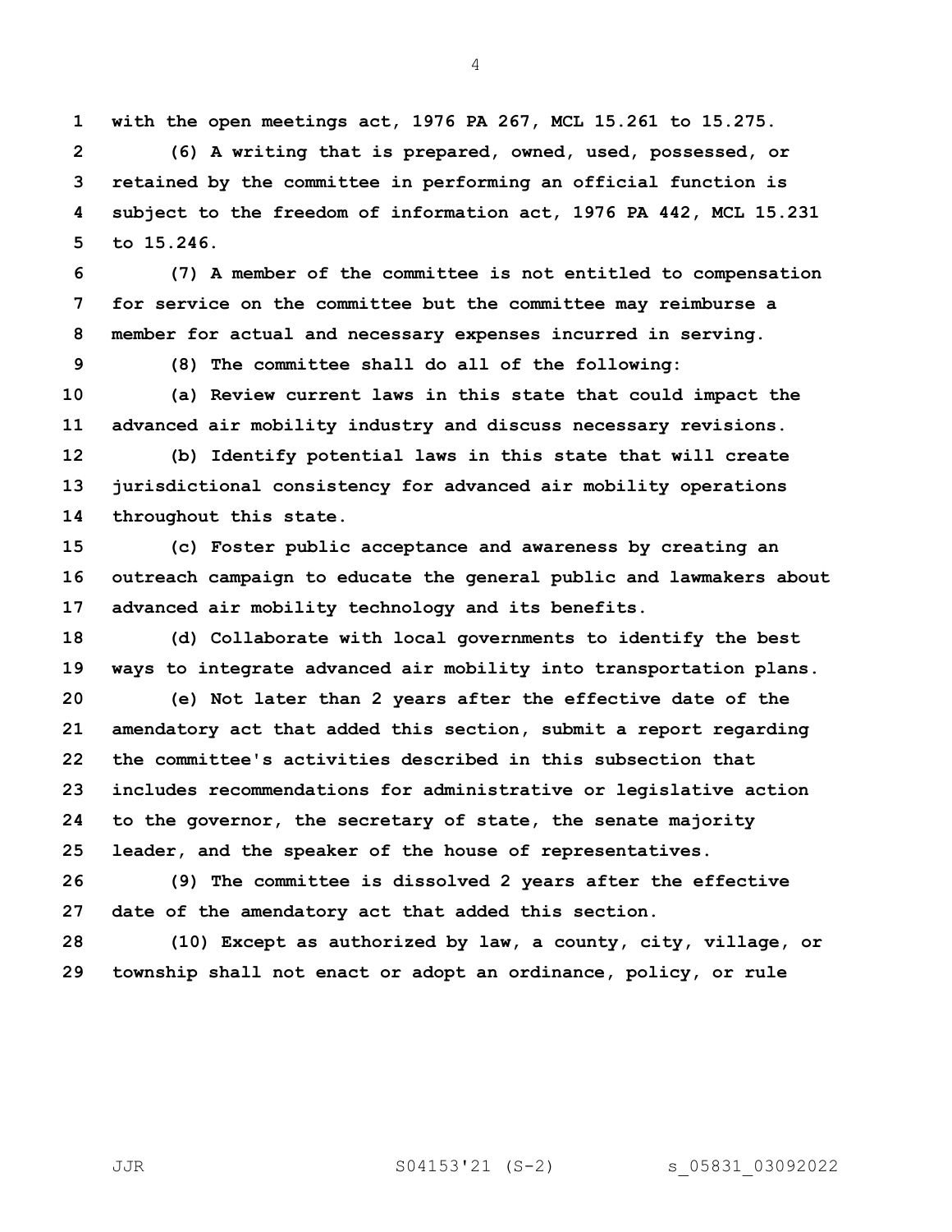**with the open meetings act, 1976 PA 267, MCL 15.261 to 15.275.**

**(6) A writing that is prepared, owned, used, possessed, or retained by the committee in performing an official function is subject to the freedom of information act, 1976 PA 442, MCL 15.231 to 15.246.**

**(7) A member of the committee is not entitled to compensation for service on the committee but the committee may reimburse a member for actual and necessary expenses incurred in serving.**

**(8) The committee shall do all of the following:**

**(a) Review current laws in this state that could impact the advanced air mobility industry and discuss necessary revisions.**

**(b) Identify potential laws in this state that will create jurisdictional consistency for advanced air mobility operations throughout this state.**

**(c) Foster public acceptance and awareness by creating an outreach campaign to educate the general public and lawmakers about advanced air mobility technology and its benefits.**

**(d) Collaborate with local governments to identify the best ways to integrate advanced air mobility into transportation plans.**

**(e) Not later than 2 years after the effective date of the amendatory act that added this section, submit a report regarding the committee's activities described in this subsection that includes recommendations for administrative or legislative action to the governor, the secretary of state, the senate majority leader, and the speaker of the house of representatives.**

**(9) The committee is dissolved 2 years after the effective date of the amendatory act that added this section.**

**(10) Except as authorized by law, a county, city, village, or township shall not enact or adopt an ordinance, policy, or rule**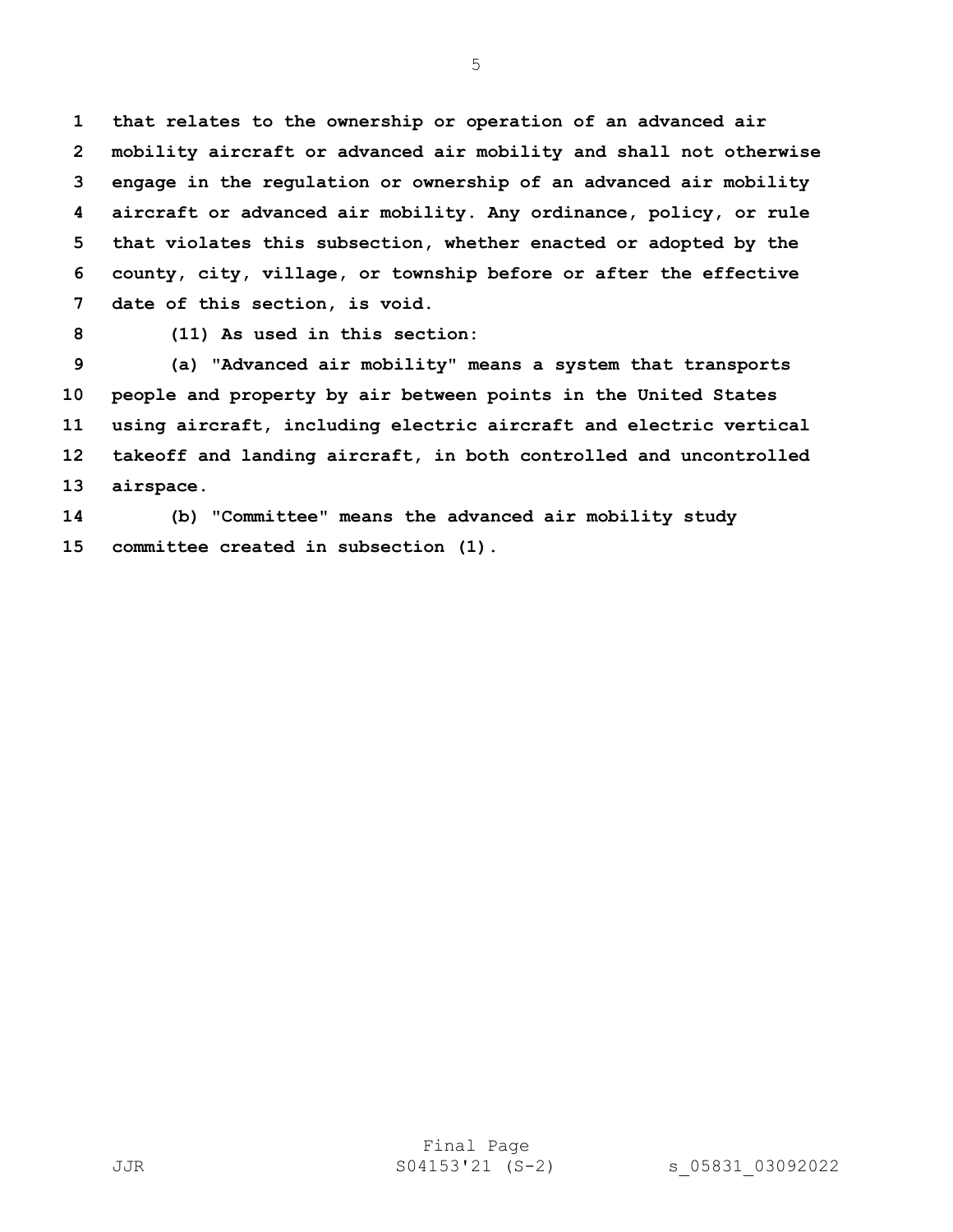**that relates to the ownership or operation of an advanced air mobility aircraft or advanced air mobility and shall not otherwise engage in the regulation or ownership of an advanced air mobility aircraft or advanced air mobility. Any ordinance, policy, or rule that violates this subsection, whether enacted or adopted by the county, city, village, or township before or after the effective date of this section, is void.**

**(11) As used in this section:**

**(a) "Advanced air mobility" means a system that transports people and property by air between points in the United States using aircraft, including electric aircraft and electric vertical takeoff and landing aircraft, in both controlled and uncontrolled airspace.**

**(b) "Committee" means the advanced air mobility study committee created in subsection (1).**